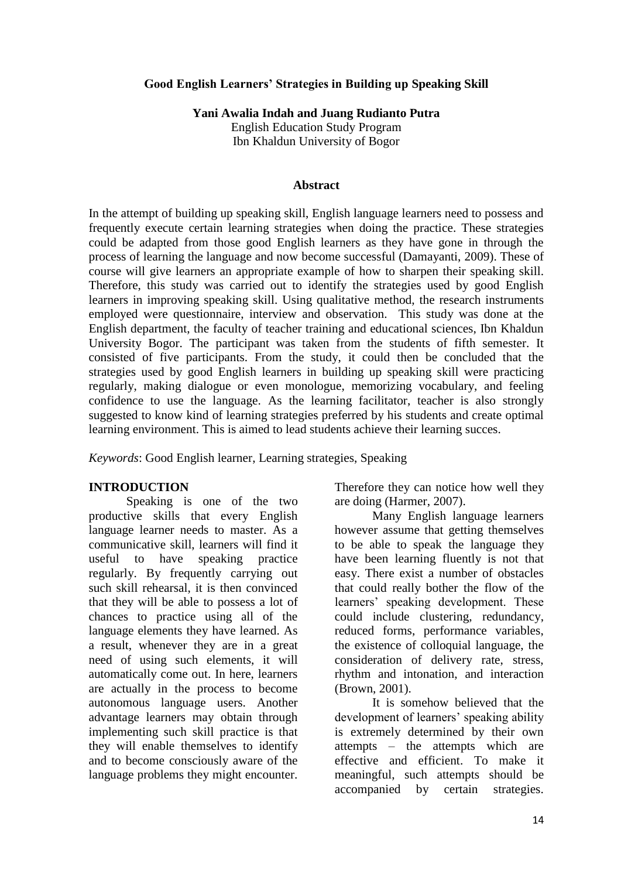# Good English Learners' Strategies in Building up Speaking Skill

**Yani Awalia Indah and Juang Rudianto Putra**
English Education Study Program
Ibn Khaldun University of Bogor

## Abstract

In the attempt of building up speaking skill, English language learners need to possess and frequently execute certain learning strategies when doing the practice. These strategies could be adapted from those good English learners as they have gone in through the process of learning the language and now become successful (Damayanti, 2009). These of course will give learners an appropriate example of how to sharpen their speaking skill. Therefore, this study was carried out to identify the strategies used by good English learners in improving speaking skill. Using qualitative method, the research instruments employed were questionnaire, interview and observation. This study was done at the English department, the faculty of teacher training and educational sciences, Ibn Khaldun University Bogor. The participant was taken from the students of fifth semester. It consisted of five participants. From the study, it could then be concluded that the strategies used by good English learners in building up speaking skill were practicing regularly, making dialogue or even monologue, memorizing vocabulary, and feeling confidence to use the language. As the learning facilitator, teacher is also strongly suggested to know kind of learning strategies preferred by his students and create optimal learning environment. This is aimed to lead students achieve their learning succes.

*Keywords*: Good English learner, Learning strategies, Speaking

## INTRODUCTION

Speaking is one of the two productive skills that every English language learner needs to master. As a communicative skill, learners will find it useful to have speaking practice regularly. By frequently carrying out such skill rehearsal, it is then convinced that they will be able to possess a lot of chances to practice using all of the language elements they have learned. As a result, whenever they are in a great need of using such elements, it will automatically come out. In here, learners are actually in the process to become autonomous language users. Another advantage learners may obtain through implementing such skill practice is that they will enable themselves to identify and to become consciously aware of the language problems they might encounter. Therefore they can notice how well they are doing (Harmer, 2007).

Many English language learners however assume that getting themselves to be able to speak the language they have been learning fluently is not that easy. There exist a number of obstacles that could really bother the flow of the learners' speaking development. These could include clustering, redundancy, reduced forms, performance variables, the existence of colloquial language, the consideration of delivery rate, stress, rhythm and intonation, and interaction (Brown, 2001).

It is somehow believed that the development of learners' speaking ability is extremely determined by their own attempts – the attempts which are effective and efficient. To make it meaningful, such attempts should be accompanied by certain strategies.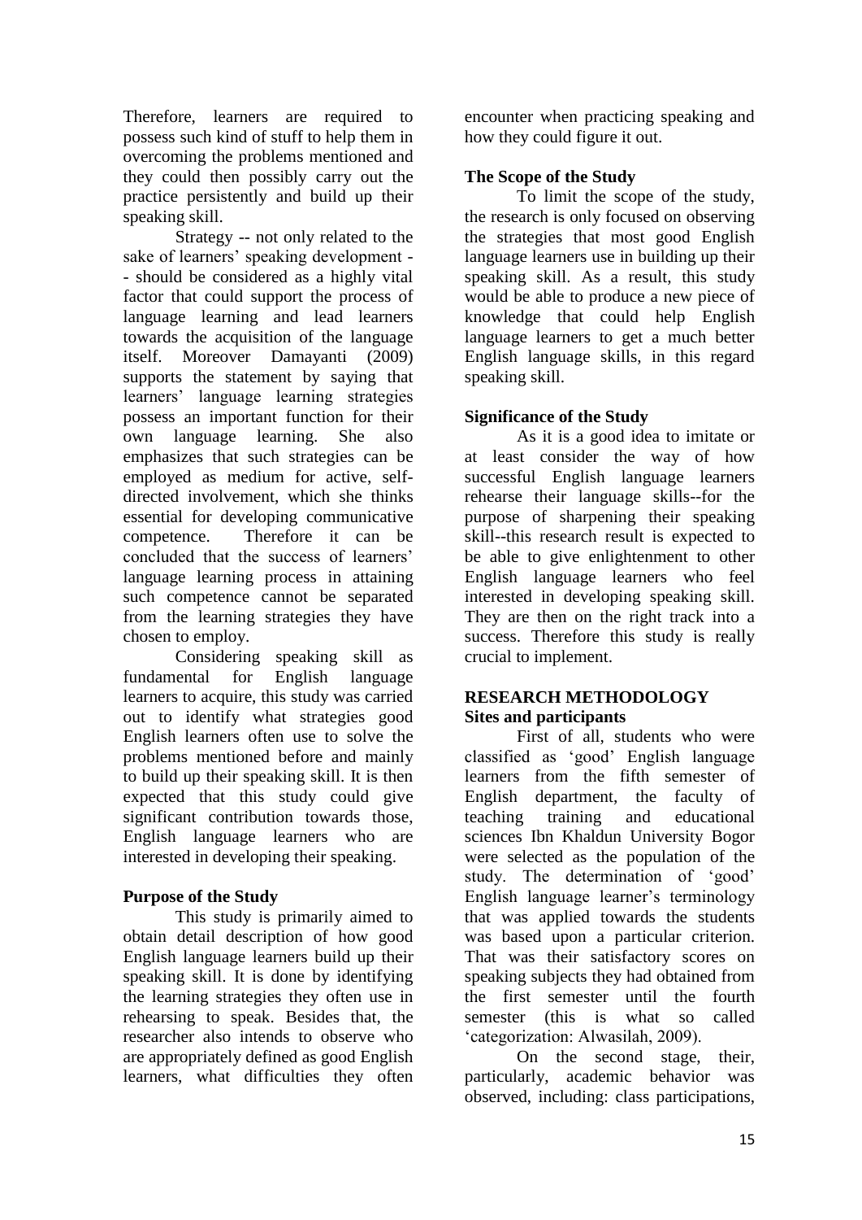Therefore, learners are required to possess such kind of stuff to help them in overcoming the problems mentioned and they could then possibly carry out the practice persistently and build up their speaking skill.

Strategy -- not only related to the sake of learners' speaking development -- should be considered as a highly vital factor that could support the process of language learning and lead learners towards the acquisition of the language itself. Moreover Damayanti (2009) supports the statement by saying that learners' language learning strategies possess an important function for their own language learning. She also emphasizes that such strategies can be employed as medium for active, self-directed involvement, which she thinks essential for developing communicative competence. Therefore it can be concluded that the success of learners' language learning process in attaining such competence cannot be separated from the learning strategies they have chosen to employ.

Considering speaking skill as fundamental for English language learners to acquire, this study was carried out to identify what strategies good English learners often use to solve the problems mentioned before and mainly to build up their speaking skill. It is then expected that this study could give significant contribution towards those, English language learners who are interested in developing their speaking.

**Purpose of the Study**

This study is primarily aimed to obtain detail description of how good English language learners build up their speaking skill. It is done by identifying the learning strategies they often use in rehearsing to speak. Besides that, the researcher also intends to observe who are appropriately defined as good English learners, what difficulties they often encounter when practicing speaking and how they could figure it out.

**The Scope of the Study**

To limit the scope of the study, the research is only focused on observing the strategies that most good English language learners use in building up their speaking skill. As a result, this study would be able to produce a new piece of knowledge that could help English language learners to get a much better English language skills, in this regard speaking skill.

**Significance of the Study**

As it is a good idea to imitate or at least consider the way of how successful English language learners rehearse their language skills--for the purpose of sharpening their speaking skill--this research result is expected to be able to give enlightenment to other English language learners who feel interested in developing speaking skill. They are then on the right track into a success. Therefore this study is really crucial to implement.

## RESEARCH METHODOLOGY

**Sites and participants**

First of all, students who were classified as 'good' English language learners from the fifth semester of English department, the faculty of teaching training and educational sciences Ibn Khaldun University Bogor were selected as the population of the study. The determination of 'good' English language learner's terminology that was applied towards the students was based upon a particular criterion. That was their satisfactory scores on speaking subjects they had obtained from the first semester until the fourth semester (this is what so called 'categorization: Alwasilah, 2009).

On the second stage, their, particularly, academic behavior was observed, including: class participations,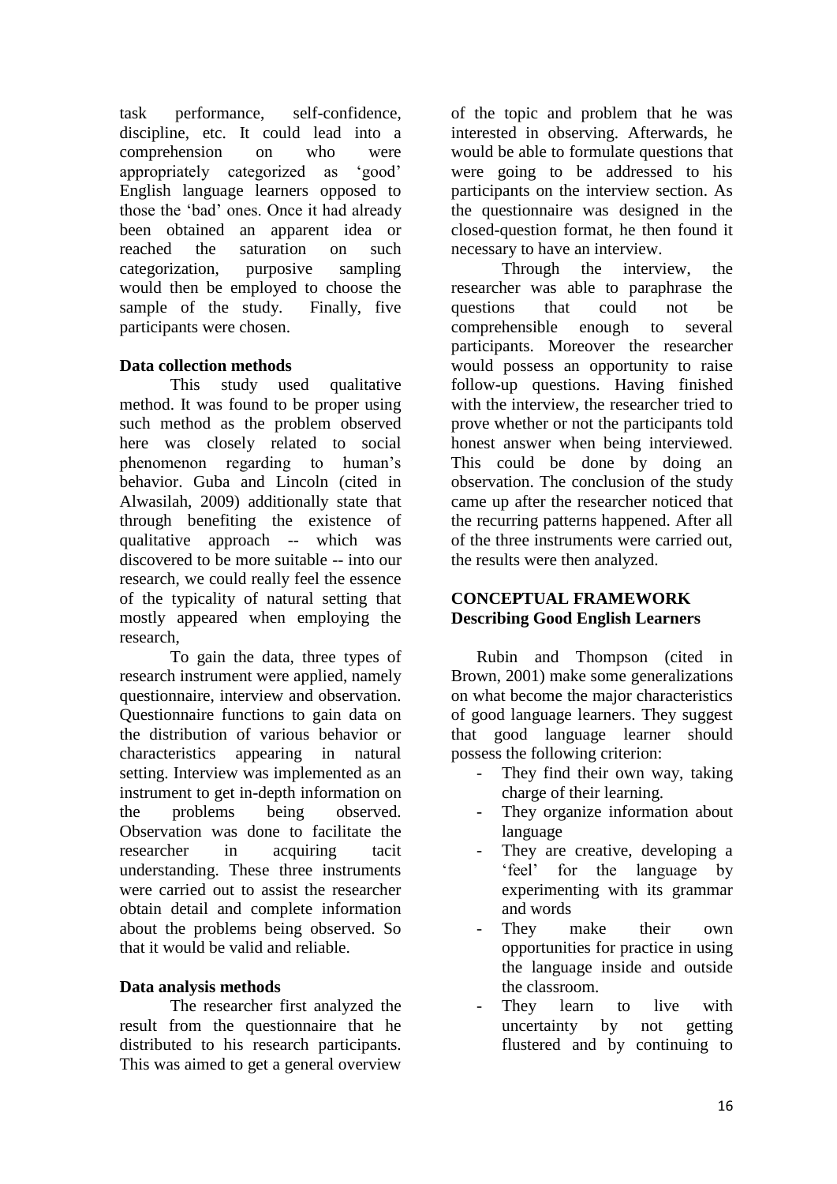task performance, self-confidence, discipline, etc. It could lead into a comprehension on who were appropriately categorized as 'good' English language learners opposed to those the 'bad' ones. Once it had already been obtained an apparent idea or reached the saturation on such categorization, purposive sampling would then be employed to choose the sample of the study. Finally, five participants were chosen.

**Data collection methods**

This study used qualitative method. It was found to be proper using such method as the problem observed here was closely related to social phenomenon regarding to human's behavior. Guba and Lincoln (cited in Alwasilah, 2009) additionally state that through benefiting the existence of qualitative approach -- which was discovered to be more suitable -- into our research, we could really feel the essence of the typicality of natural setting that mostly appeared when employing the research,

To gain the data, three types of research instrument were applied, namely questionnaire, interview and observation. Questionnaire functions to gain data on the distribution of various behavior or characteristics appearing in natural setting. Interview was implemented as an instrument to get in-depth information on the problems being observed. Observation was done to facilitate the researcher in acquiring tacit understanding. These three instruments were carried out to assist the researcher obtain detail and complete information about the problems being observed. So that it would be valid and reliable.

**Data analysis methods**

The researcher first analyzed the result from the questionnaire that he distributed to his research participants. This was aimed to get a general overview of the topic and problem that he was interested in observing. Afterwards, he would be able to formulate questions that were going to be addressed to his participants on the interview section. As the questionnaire was designed in the closed-question format, he then found it necessary to have an interview.

Through the interview, the researcher was able to paraphrase the questions that could not be comprehensible enough to several participants. Moreover the researcher would possess an opportunity to raise follow-up questions. Having finished with the interview, the researcher tried to prove whether or not the participants told honest answer when being interviewed. This could be done by doing an observation. The conclusion of the study came up after the researcher noticed that the recurring patterns happened. After all of the three instruments were carried out, the results were then analyzed.

## CONCEPTUAL FRAMEWORK

**Describing Good English Learners**

Rubin and Thompson (cited in Brown, 2001) make some generalizations on what become the major characteristics of good language learners. They suggest that good language learner should possess the following criterion:

- They find their own way, taking charge of their learning.
- They organize information about language
- They are creative, developing a 'feel' for the language by experimenting with its grammar and words
- They make their own opportunities for practice in using the language inside and outside the classroom.
- They learn to live with uncertainty by not getting flustered and by continuing to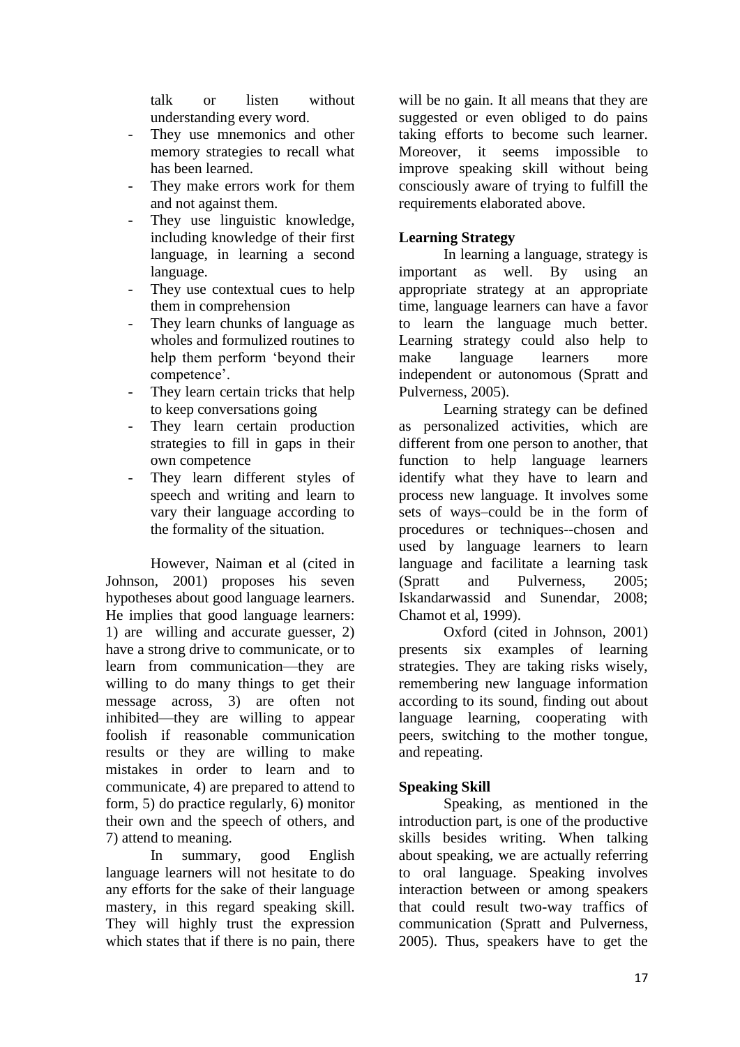talk or listen without understanding every word.

- They use mnemonics and other memory strategies to recall what has been learned.
- They make errors work for them and not against them.
- They use linguistic knowledge, including knowledge of their first language, in learning a second language.
- They use contextual cues to help them in comprehension
- They learn chunks of language as wholes and formulized routines to help them perform 'beyond their competence'.
- They learn certain tricks that help to keep conversations going
- They learn certain production strategies to fill in gaps in their own competence
- They learn different styles of speech and writing and learn to vary their language according to the formality of the situation.

However, Naiman et al (cited in Johnson, 2001) proposes his seven hypotheses about good language learners. He implies that good language learners: 1) are willing and accurate guesser, 2) have a strong drive to communicate, or to learn from communication—they are willing to do many things to get their message across, 3) are often not inhibited—they are willing to appear foolish if reasonable communication results or they are willing to make mistakes in order to learn and to communicate, 4) are prepared to attend to form, 5) do practice regularly, 6) monitor their own and the speech of others, and 7) attend to meaning.

In summary, good English language learners will not hesitate to do any efforts for the sake of their language mastery, in this regard speaking skill. They will highly trust the expression which states that if there is no pain, there will be no gain. It all means that they are suggested or even obliged to do pains taking efforts to become such learner. Moreover, it seems impossible to improve speaking skill without being consciously aware of trying to fulfill the requirements elaborated above.

**Learning Strategy**

In learning a language, strategy is important as well. By using an appropriate strategy at an appropriate time, language learners can have a favor to learn the language much better. Learning strategy could also help to make language learners more independent or autonomous (Spratt and Pulverness, 2005).

Learning strategy can be defined as personalized activities, which are different from one person to another, that function to help language learners identify what they have to learn and process new language. It involves some sets of ways–could be in the form of procedures or techniques--chosen and used by language learners to learn language and facilitate a learning task (Spratt and Pulverness, 2005; Iskandarwassid and Sunendar, 2008; Chamot et al, 1999).

Oxford (cited in Johnson, 2001) presents six examples of learning strategies. They are taking risks wisely, remembering new language information according to its sound, finding out about language learning, cooperating with peers, switching to the mother tongue, and repeating.

**Speaking Skill**

Speaking, as mentioned in the introduction part, is one of the productive skills besides writing. When talking about speaking, we are actually referring to oral language. Speaking involves interaction between or among speakers that could result two-way traffics of communication (Spratt and Pulverness, 2005). Thus, speakers have to get the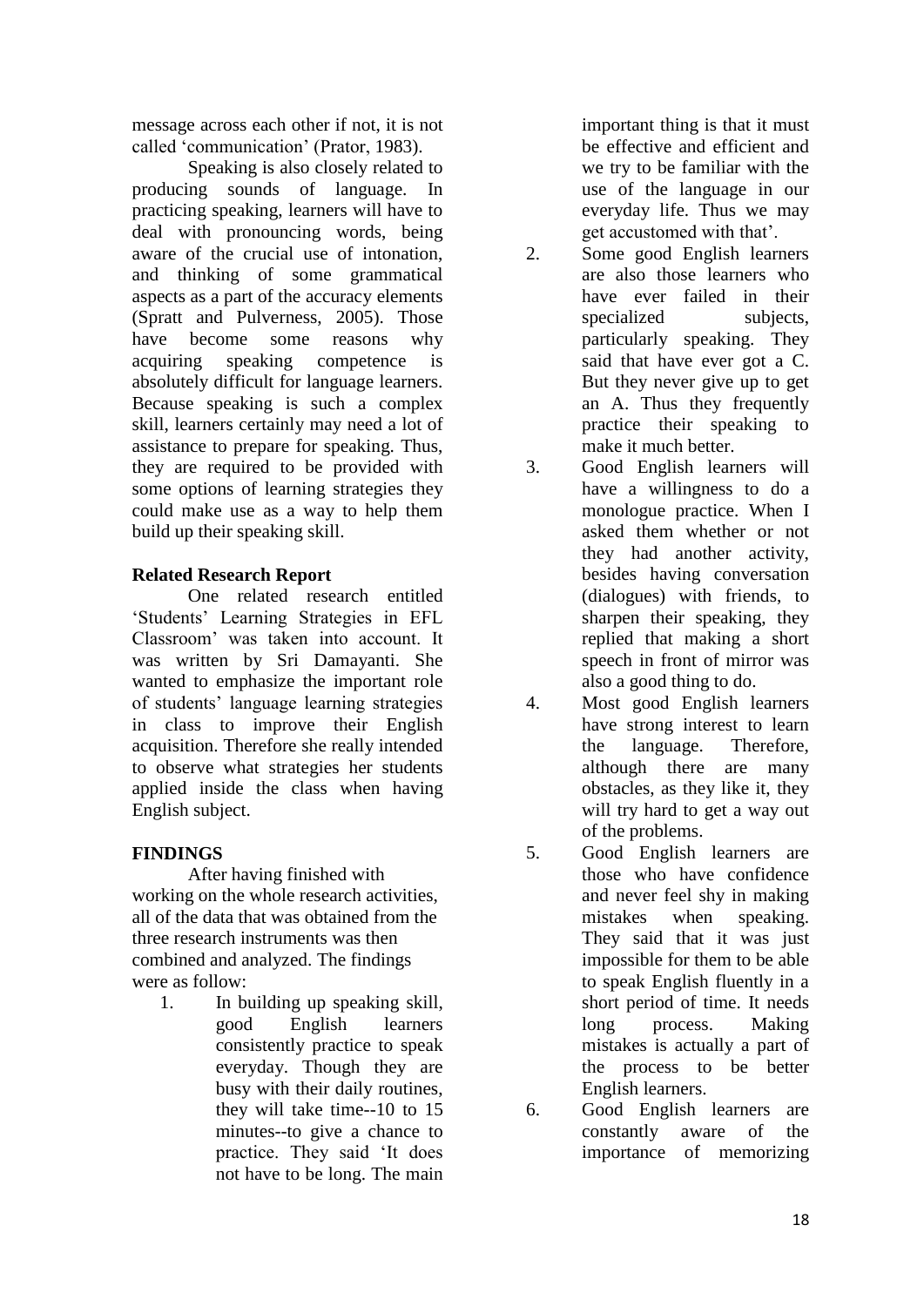message across each other if not, it is not called 'communication' (Prator, 1983).

Speaking is also closely related to producing sounds of language. In practicing speaking, learners will have to deal with pronouncing words, being aware of the crucial use of intonation, and thinking of some grammatical aspects as a part of the accuracy elements (Spratt and Pulverness, 2005). Those have become some reasons why acquiring speaking competence is absolutely difficult for language learners. Because speaking is such a complex skill, learners certainly may need a lot of assistance to prepare for speaking. Thus, they are required to be provided with some options of learning strategies they could make use as a way to help them build up their speaking skill.

**Related Research Report**

One related research entitled 'Students' Learning Strategies in EFL Classroom' was taken into account. It was written by Sri Damayanti. She wanted to emphasize the important role of students' language learning strategies in class to improve their English acquisition. Therefore she really intended to observe what strategies her students applied inside the class when having English subject.

## FINDINGS

After having finished with working on the whole research activities, all of the data that was obtained from the three research instruments was then combined and analyzed. The findings were as follow:

1. In building up speaking skill, good English learners consistently practice to speak everyday. Though they are busy with their daily routines, they will take time--10 to 15 minutes--to give a chance to practice. They said 'It does not have to be long. The main important thing is that it must be effective and efficient and we try to be familiar with the use of the language in our everyday life. Thus we may get accustomed with that'.
2. Some good English learners are also those learners who have ever failed in their specialized subjects, particularly speaking. They said that have ever got a C. But they never give up to get an A. Thus they frequently practice their speaking to make it much better.
3. Good English learners will have a willingness to do a monologue practice. When I asked them whether or not they had another activity, besides having conversation (dialogues) with friends, to sharpen their speaking, they replied that making a short speech in front of mirror was also a good thing to do.
4. Most good English learners have strong interest to learn the language. Therefore, although there are many obstacles, as they like it, they will try hard to get a way out of the problems.
5. Good English learners are those who have confidence and never feel shy in making mistakes when speaking. They said that it was just impossible for them to be able to speak English fluently in a short period of time. It needs long process. Making mistakes is actually a part of the process to be better English learners.
6. Good English learners are constantly aware of the importance of memorizing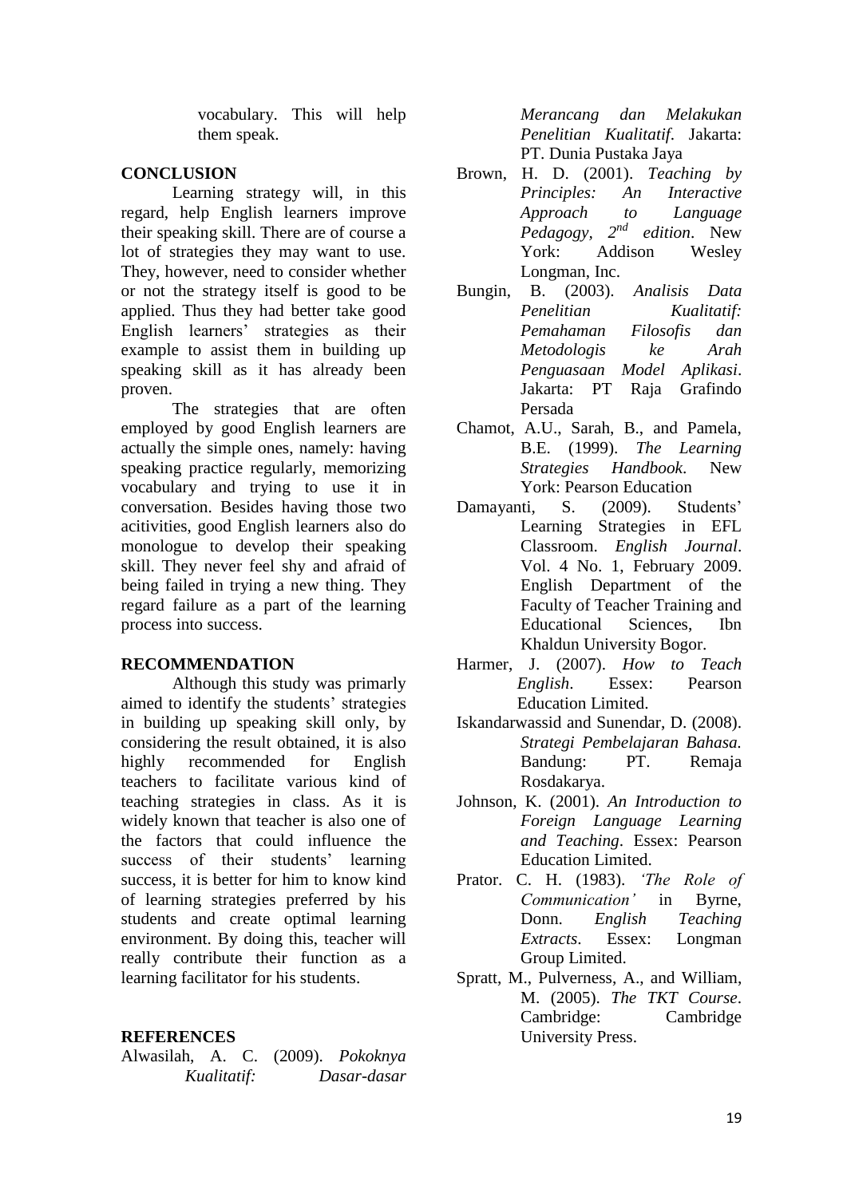vocabulary. This will help them speak.

## CONCLUSION

Learning strategy will, in this regard, help English learners improve their speaking skill. There are of course a lot of strategies they may want to use. They, however, need to consider whether or not the strategy itself is good to be applied. Thus they had better take good English learners' strategies as their example to assist them in building up speaking skill as it has already been proven.

The strategies that are often employed by good English learners are actually the simple ones, namely: having speaking practice regularly, memorizing vocabulary and trying to use it in conversation. Besides having those two acitivities, good English learners also do monologue to develop their speaking skill. They never feel shy and afraid of being failed in trying a new thing. They regard failure as a part of the learning process into success.

## RECOMMENDATION

Although this study was primarly aimed to identify the students' strategies in building up speaking skill only, by considering the result obtained, it is also highly recommended for English teachers to facilitate various kind of teaching strategies in class. As it is widely known that teacher is also one of the factors that could influence the success of their students' learning success, it is better for him to know kind of learning strategies preferred by his students and create optimal learning environment. By doing this, teacher will really contribute their function as a learning facilitator for his students.

## REFERENCES

Alwasilah, A. C. (2009). *Pokoknya Kualitatif: Dasar-dasar Merancang dan Melakukan Penelitian Kualitatif*. Jakarta: PT. Dunia Pustaka Jaya

Brown, H. D. (2001). *Teaching by Principles: An Interactive Approach to Language Pedagogy, 2nd edition*. New York: Addison Wesley Longman, Inc.

Bungin, B. (2003). *Analisis Data Penelitian Kualitatif: Pemahaman Filosofis dan Metodologis ke Arah Penguasaan Model Aplikasi*. Jakarta: PT Raja Grafindo Persada

Chamot, A.U., Sarah, B., and Pamela, B.E. (1999). *The Learning Strategies Handbook*. New York: Pearson Education

Damayanti, S. (2009). Students' Learning Strategies in EFL Classroom. *English Journal*. Vol. 4 No. 1, February 2009. English Department of the Faculty of Teacher Training and Educational Sciences, Ibn Khaldun University Bogor.

Harmer, J. (2007). *How to Teach English*. Essex: Pearson Education Limited.

Iskandarwassid and Sunendar, D. (2008). *Strategi Pembelajaran Bahasa.* Bandung: PT. Remaja Rosdakarya.

Johnson, K. (2001). *An Introduction to Foreign Language Learning and Teaching*. Essex: Pearson Education Limited.

Prator. C. H. (1983). *'The Role of Communication'* in Byrne, Donn. *English Teaching Extracts*. Essex: Longman Group Limited.

Spratt, M., Pulverness, A., and William, M. (2005). *The TKT Course*. Cambridge: Cambridge University Press.